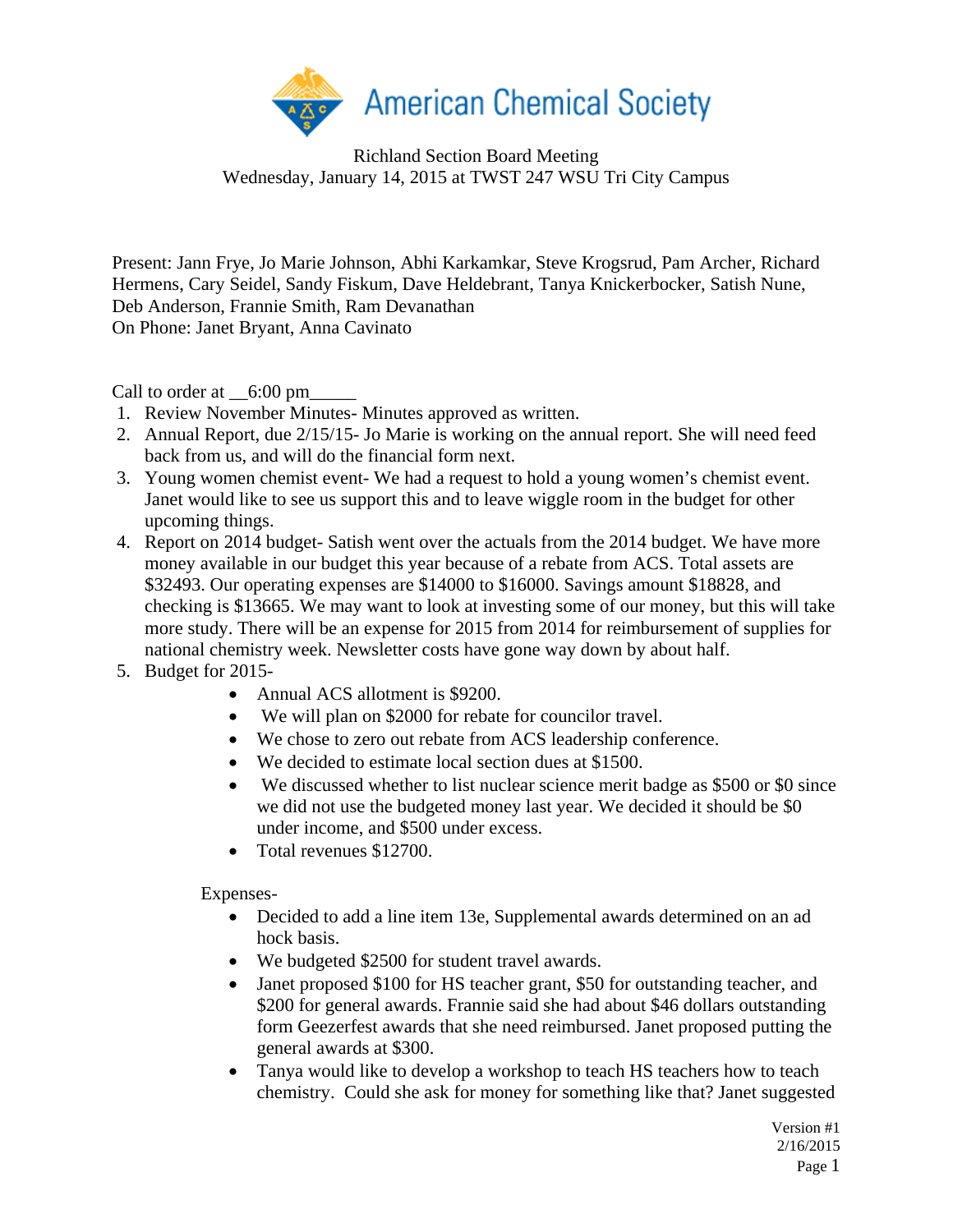# American Chemical Society

Richland Section Board Meeting
Wednesday, January 14, 2015 at TWST 247 WSU Tri City Campus

Present: Jann Frye, Jo Marie Johnson, Abhi Karkamkar, Steve Krogsrud, Pam Archer, Richard Hermens, Cary Seidel, Sandy Fiskum, Dave Heldebrant, Tanya Knickerbocker, Satish Nune, Deb Anderson, Frannie Smith, Ram Devanathan
On Phone: Janet Bryant, Anna Cavinato

Call to order at __6:00 pm_____

1. Review November Minutes- Minutes approved as written.
2. Annual Report, due 2/15/15- Jo Marie is working on the annual report. She will need feed back from us, and will do the financial form next.
3. Young women chemist event- We had a request to hold a young women's chemist event. Janet would like to see us support this and to leave wiggle room in the budget for other upcoming things.
4. Report on 2014 budget- Satish went over the actuals from the 2014 budget. We have more money available in our budget this year because of a rebate from ACS. Total assets are $32493. Our operating expenses are $14000 to $16000. Savings amount $18828, and checking is $13665. We may want to look at investing some of our money, but this will take more study. There will be an expense for 2015 from 2014 for reimbursement of supplies for national chemistry week. Newsletter costs have gone way down by about half.
5. Budget for 2015-
    - Annual ACS allotment is $9200.
    - We will plan on $2000 for rebate for councilor travel.
    - We chose to zero out rebate from ACS leadership conference.
    - We decided to estimate local section dues at $1500.
    - We discussed whether to list nuclear science merit badge as $500 or $0 since we did not use the budgeted money last year. We decided it should be $0 under income, and $500 under excess.
    - Total revenues $12700.

    Expenses-
    - Decided to add a line item 13e, Supplemental awards determined on an ad hock basis.
    - We budgeted $2500 for student travel awards.
    - Janet proposed $100 for HS teacher grant, $50 for outstanding teacher, and $200 for general awards. Frannie said she had about $46 dollars outstanding form Geezerfest awards that she need reimbursed. Janet proposed putting the general awards at $300.
    - Tanya would like to develop a workshop to teach HS teachers how to teach chemistry. Could she ask for money for something like that? Janet suggested

Version #1
2/16/2015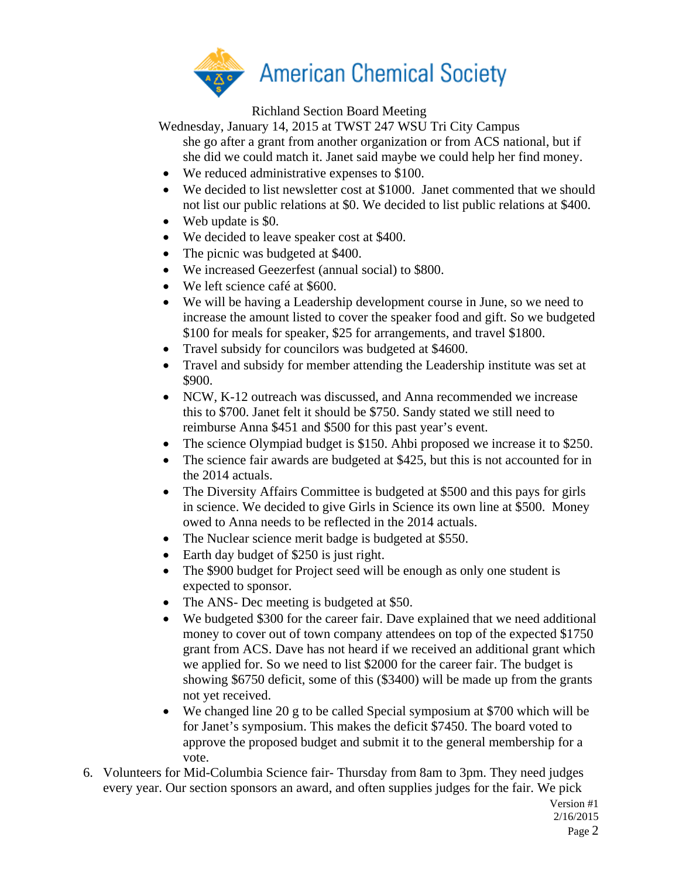she go after a grant from another organization or from ACS national, but if she did we could match it. Janet said maybe we could help her find money.

- We reduced administrative expenses to $100.
- We decided to list newsletter cost at $1000. Janet commented that we should not list our public relations at $0. We decided to list public relations at $400.
- Web update is $0.
- We decided to leave speaker cost at $400.
- The picnic was budgeted at $400.
- We increased Geezerfest (annual social) to $800.
- We left science café at $600.
- We will be having a Leadership development course in June, so we need to increase the amount listed to cover the speaker food and gift. So we budgeted $100 for meals for speaker, $25 for arrangements, and travel $1800.
- Travel subsidy for councilors was budgeted at $4600.
- Travel and subsidy for member attending the Leadership institute was set at $900.
- NCW, K-12 outreach was discussed, and Anna recommended we increase this to $700. Janet felt it should be $750. Sandy stated we still need to reimburse Anna $451 and $500 for this past year's event.
- The science Olympiad budget is $150. Ahbi proposed we increase it to $250.
- The science fair awards are budgeted at $425, but this is not accounted for in the 2014 actuals.
- The Diversity Affairs Committee is budgeted at $500 and this pays for girls in science. We decided to give Girls in Science its own line at $500. Money owed to Anna needs to be reflected in the 2014 actuals.
- The Nuclear science merit badge is budgeted at $550.
- Earth day budget of $250 is just right.
- The $900 budget for Project seed will be enough as only one student is expected to sponsor.
- The ANS- Dec meeting is budgeted at $50.
- We budgeted $300 for the career fair. Dave explained that we need additional money to cover out of town company attendees on top of the expected $1750 grant from ACS. Dave has not heard if we received an additional grant which we applied for. So we need to list $2000 for the career fair. The budget is showing $6750 deficit, some of this ($3400) will be made up from the grants not yet received.
- We changed line 20 g to be called Special symposium at $700 which will be for Janet's symposium. This makes the deficit $7450. The board voted to approve the proposed budget and submit it to the general membership for a vote.

6. Volunteers for Mid-Columbia Science fair- Thursday from 8am to 3pm. They need judges every year. Our section sponsors an award, and often supplies judges for the fair. We pick

Version #1
2/16/2015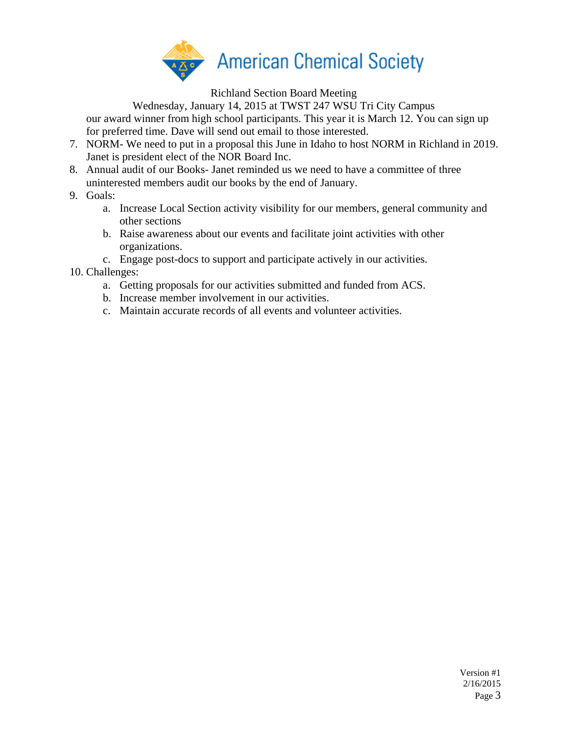our award winner from high school participants. This year it is March 12. You can sign up for preferred time. Dave will send out email to those interested.

7. NORM- We need to put in a proposal this June in Idaho to host NORM in Richland in 2019. Janet is president elect of the NOR Board Inc.
8. Annual audit of our Books- Janet reminded us we need to have a committee of three uninterested members audit our books by the end of January.
9. Goals:
   a. Increase Local Section activity visibility for our members, general community and other sections
   b. Raise awareness about our events and facilitate joint activities with other organizations.
   c. Engage post-docs to support and participate actively in our activities.
10. Challenges:
    a. Getting proposals for our activities submitted and funded from ACS.
    b. Increase member involvement in our activities.
    c. Maintain accurate records of all events and volunteer activities.